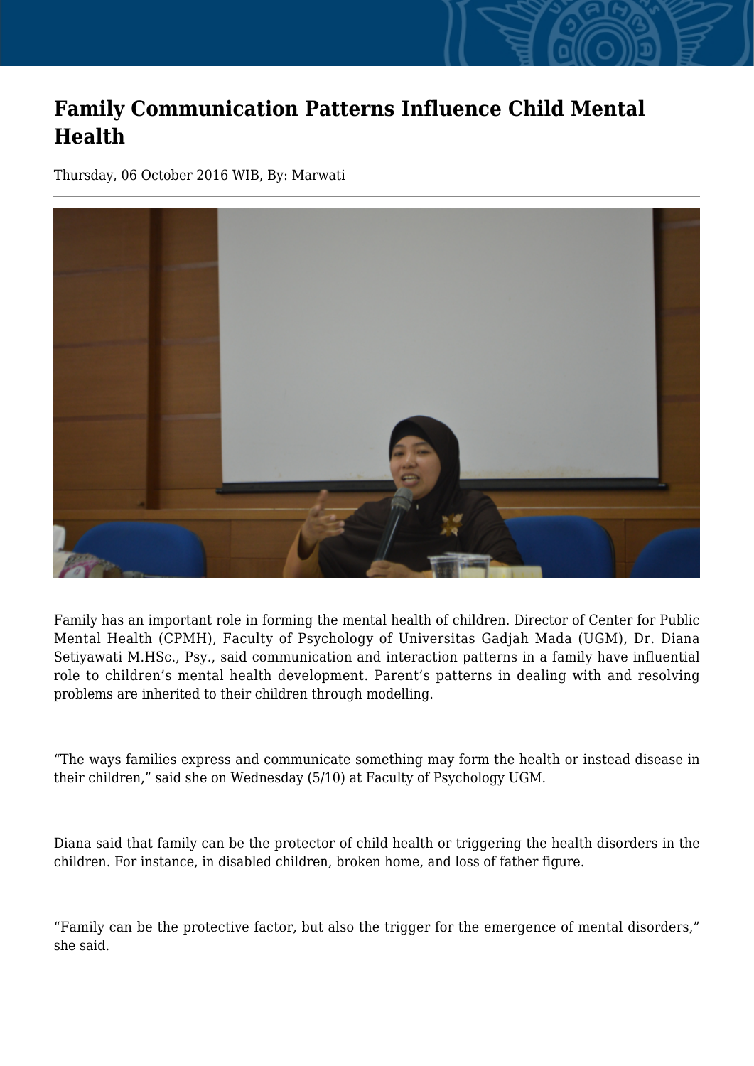# Family Communication Patterns Influence Child Mental Health

Thursday, 06 October 2016 WIB, By: Marwati

Family has an important role in forming the mental health of children. Director of Center for Public Mental Health (CPMH), Faculty of Psychology of Universitas Gadjah Mada (UGM), Dr. Diana Setiyawati M.HSc., Psy., said communication and interaction patterns in a family have influential role to children's mental health development. Parent's patterns in dealing with and resolving problems are inherited to their children through modelling.

"The ways families express and communicate something may form the health or instead disease in their children," said she on Wednesday (5/10) at Faculty of Psychology UGM.

Diana said that family can be the protector of child health or triggering the health disorders in the children. For instance, in disabled children, broken home, and loss of father figure.

"Family can be the protective factor, but also the trigger for the emergence of mental disorders," she said.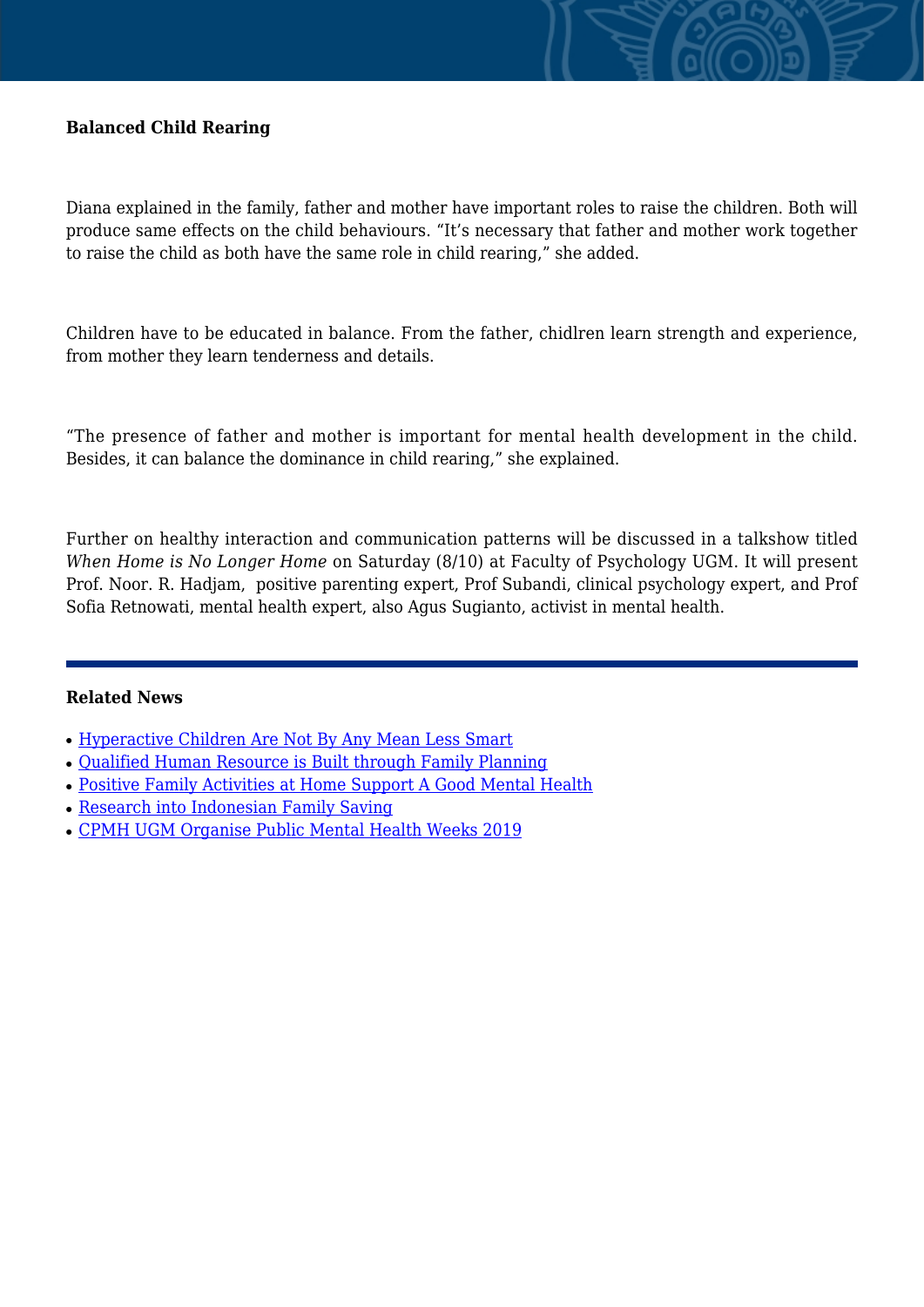**Balanced Child Rearing**

Diana explained in the family, father and mother have important roles to raise the children. Both will produce same effects on the child behaviours. “It’s necessary that father and mother work together to raise the child as both have the same role in child rearing,” she added.

Children have to be educated in balance. From the father, chidlren learn strength and experience, from mother they learn tenderness and details.

“The presence of father and mother is important for mental health development in the child. Besides, it can balance the dominance in child rearing,” she explained.

Further on healthy interaction and communication patterns will be discussed in a talkshow titled *When Home is No Longer Home* on Saturday (8/10) at Faculty of Psychology UGM. It will present Prof. Noor. R. Hadjam, positive parenting expert, Prof Subandi, clinical psychology expert, and Prof Sofia Retnowati, mental health expert, also Agus Sugianto, activist in mental health.

---

**Related News**

- Hyperactive Children Are Not By Any Mean Less Smart
- Qualified Human Resource is Built through Family Planning
- Positive Family Activities at Home Support A Good Mental Health
- Research into Indonesian Family Saving
- CPMH UGM Organise Public Mental Health Weeks 2019